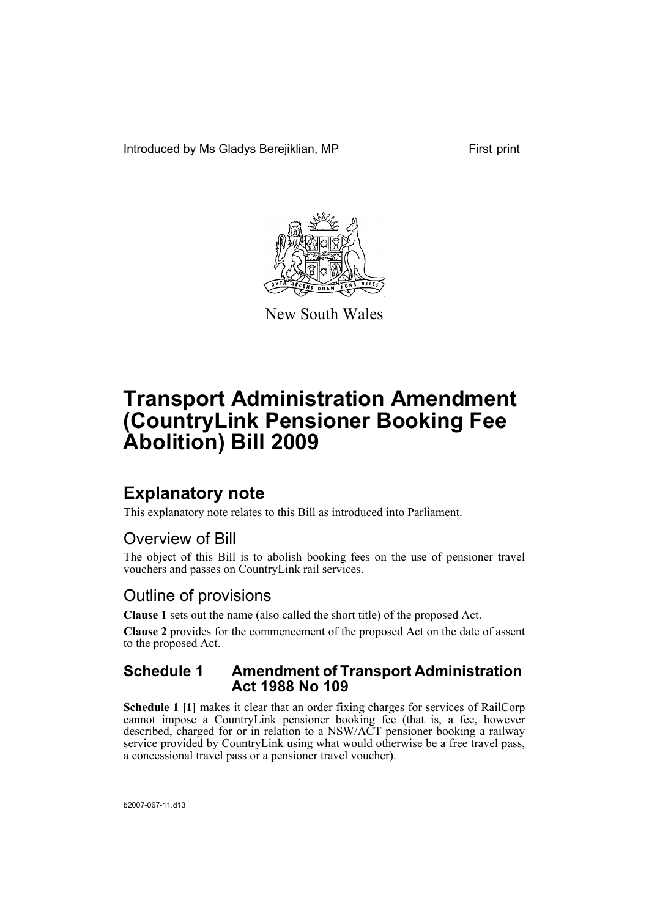Introduced by Ms Gladys Berejiklian, MP First print

New South Wales

# Transport Administration Amendment (CountryLink Pensioner Booking Fee Abolition) Bill 2009

## Explanatory note

This explanatory note relates to this Bill as introduced into Parliament.

### Overview of Bill

The object of this Bill is to abolish booking fees on the use of pensioner travel vouchers and passes on CountryLink rail services.

### Outline of provisions

**Clause 1** sets out the name (also called the short title) of the proposed Act.

**Clause 2** provides for the commencement of the proposed Act on the date of assent to the proposed Act.

### Schedule 1 Amendment of Transport Administration Act 1988 No 109

**Schedule 1 [1]** makes it clear that an order fixing charges for services of RailCorp cannot impose a CountryLink pensioner booking fee (that is, a fee, however described, charged for or in relation to a NSW/ACT pensioner booking a railway service provided by CountryLink using what would otherwise be a free travel pass, a concessional travel pass or a pensioner travel voucher).

b2007-067-11.d13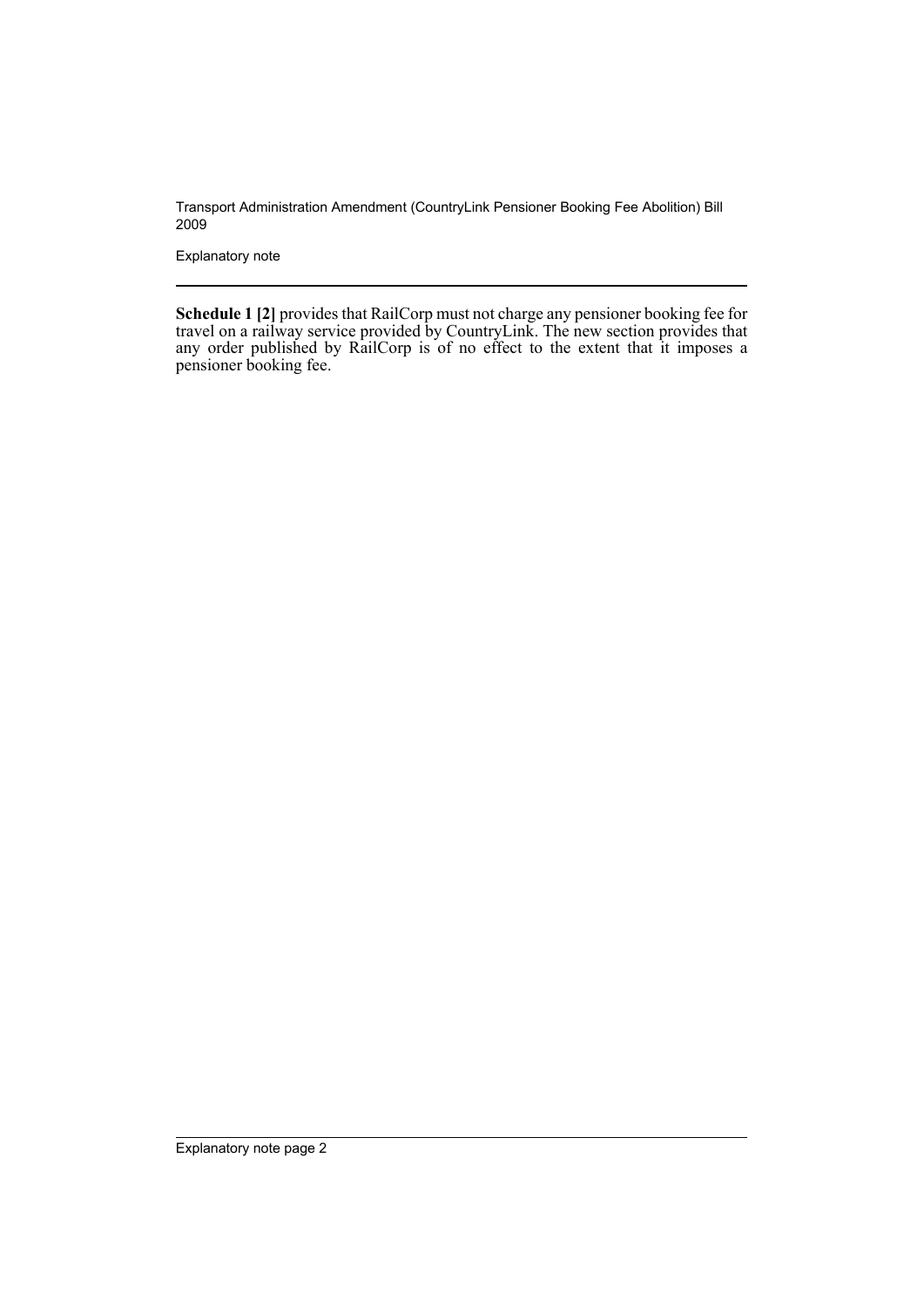**Schedule 1 [2]** provides that RailCorp must not charge any pensioner booking fee for travel on a railway service provided by CountryLink. The new section provides that any order published by RailCorp is of no effect to the extent that it imposes a pensioner booking fee.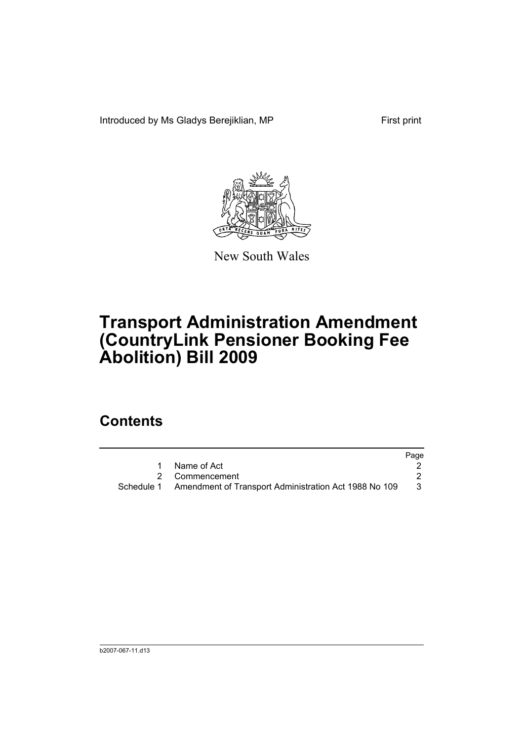Introduced by Ms Gladys Berejiklian, MP First print

New South Wales

# Transport Administration Amendment (CountryLink Pensioner Booking Fee Abolition) Bill 2009

## Contents

| | | Page |
|---|---|---|
| 1 | Name of Act | 2 |
| 2 | Commencement | 2 |
| Schedule 1 | Amendment of Transport Administration Act 1988 No 109 | 3 |

b2007-067-11.d13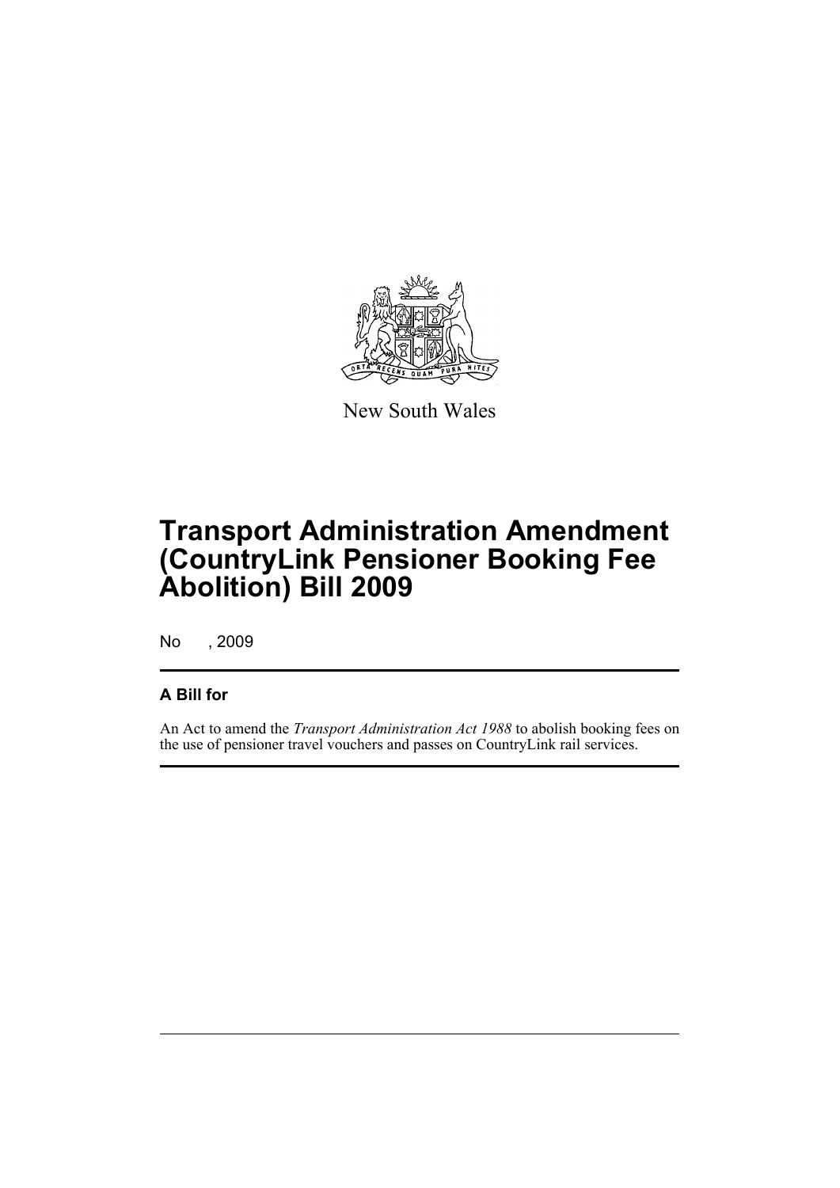New South Wales

# Transport Administration Amendment (CountryLink Pensioner Booking Fee Abolition) Bill 2009

No , 2009

## A Bill for

An Act to amend the *Transport Administration Act 1988* to abolish booking fees on the use of pensioner travel vouchers and passes on CountryLink rail services.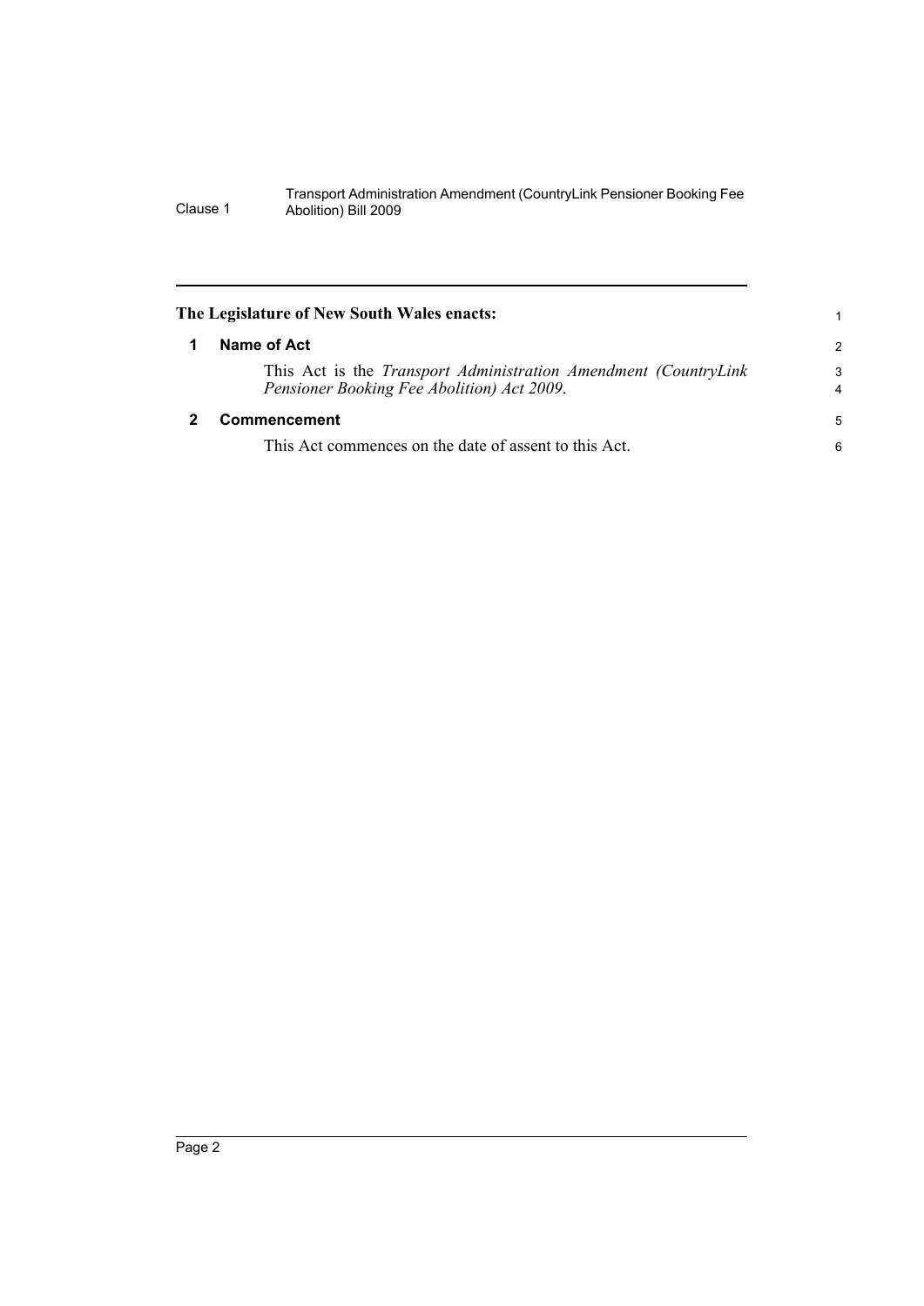**The Legislature of New South Wales enacts:**

## 1 Name of Act

This Act is the *Transport Administration Amendment (CountryLink Pensioner Booking Fee Abolition) Act 2009*.

## 2 Commencement

This Act commences on the date of assent to this Act.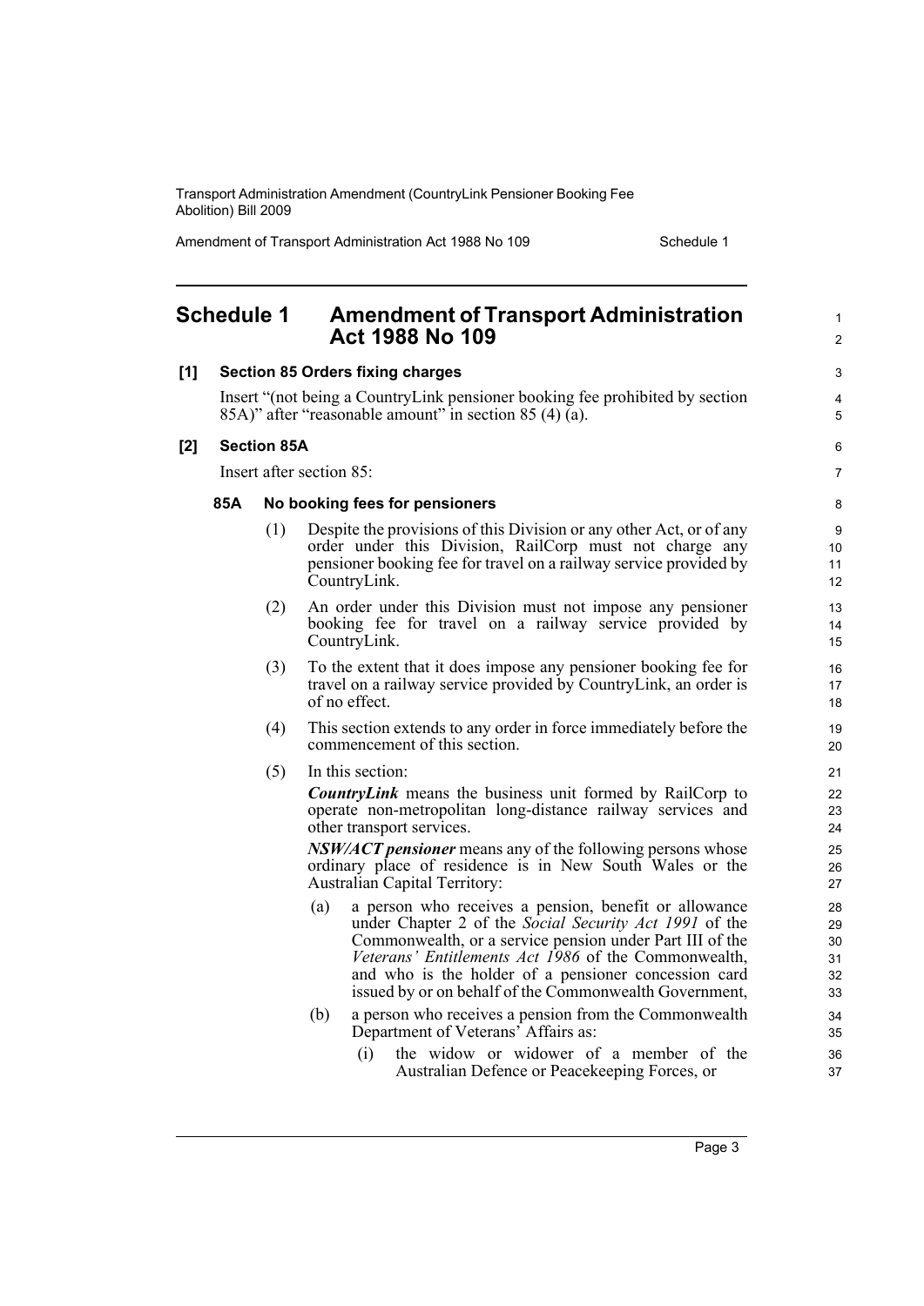# Schedule 1 Amendment of Transport Administration Act 1988 No 109

**[1] Section 85 Orders fixing charges**

Insert "(not being a CountryLink pensioner booking fee prohibited by section 85A)" after "reasonable amount" in section 85 (4) (a).

**[2] Section 85A**

Insert after section 85:

**85A No booking fees for pensioners**

(1) Despite the provisions of this Division or any other Act, or of any order under this Division, RailCorp must not charge any pensioner booking fee for travel on a railway service provided by CountryLink.

(2) An order under this Division must not impose any pensioner booking fee for travel on a railway service provided by CountryLink.

(3) To the extent that it does impose any pensioner booking fee for travel on a railway service provided by CountryLink, an order is of no effect.

(4) This section extends to any order in force immediately before the commencement of this section.

(5) In this section:

***CountryLink*** means the business unit formed by RailCorp to operate non-metropolitan long-distance railway services and other transport services.

***NSW/ACT pensioner*** means any of the following persons whose ordinary place of residence is in New South Wales or the Australian Capital Territory:

(a) a person who receives a pension, benefit or allowance under Chapter 2 of the *Social Security Act 1991* of the Commonwealth, or a service pension under Part III of the *Veterans' Entitlements Act 1986* of the Commonwealth, and who is the holder of a pensioner concession card issued by or on behalf of the Commonwealth Government,

(b) a person who receives a pension from the Commonwealth Department of Veterans' Affairs as:

(i) the widow or widower of a member of the Australian Defence or Peacekeeping Forces, or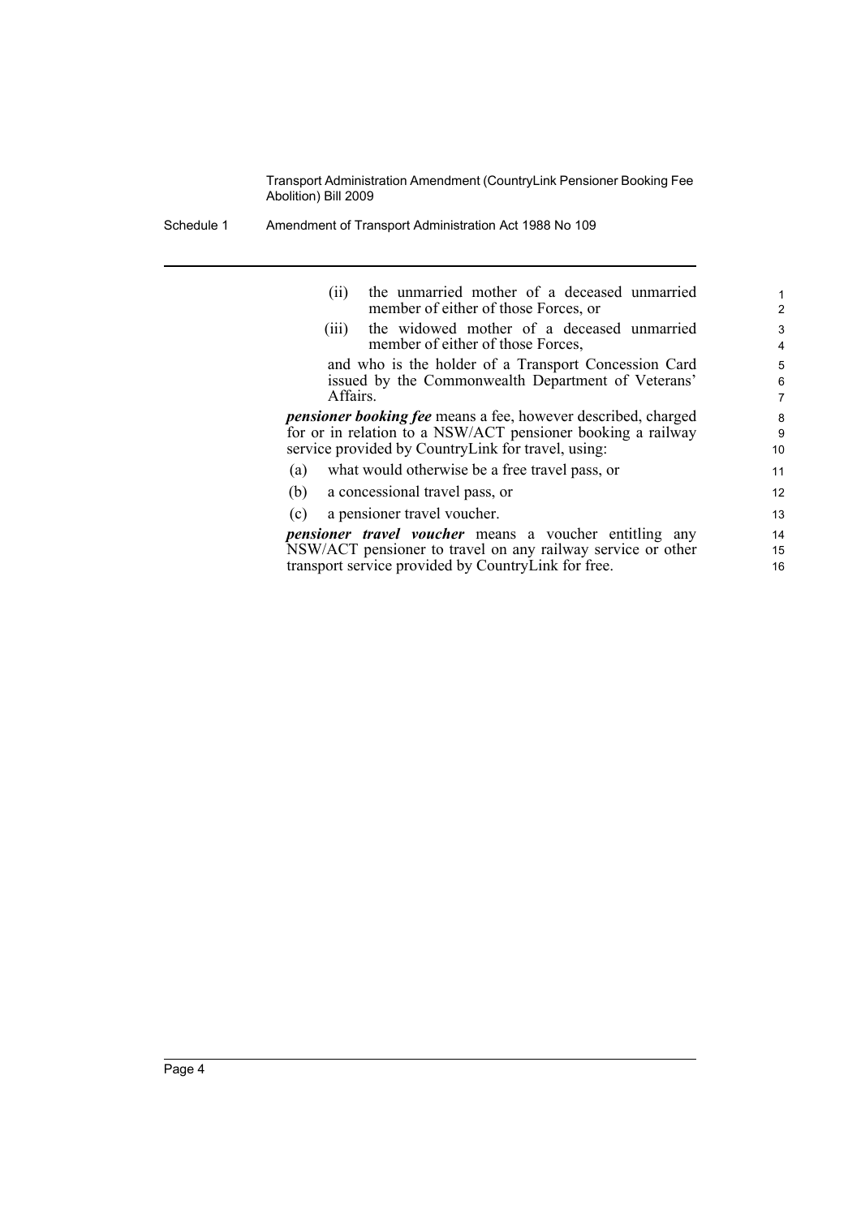(ii) the unmarried mother of a deceased unmarried member of either of those Forces, or

(iii) the widowed mother of a deceased unmarried member of either of those Forces,

and who is the holder of a Transport Concession Card issued by the Commonwealth Department of Veterans' Affairs.

***pensioner booking fee*** means a fee, however described, charged for or in relation to a NSW/ACT pensioner booking a railway service provided by CountryLink for travel, using:

(a) what would otherwise be a free travel pass, or

(b) a concessional travel pass, or

(c) a pensioner travel voucher.

***pensioner travel voucher*** means a voucher entitling any NSW/ACT pensioner to travel on any railway service or other transport service provided by CountryLink for free.